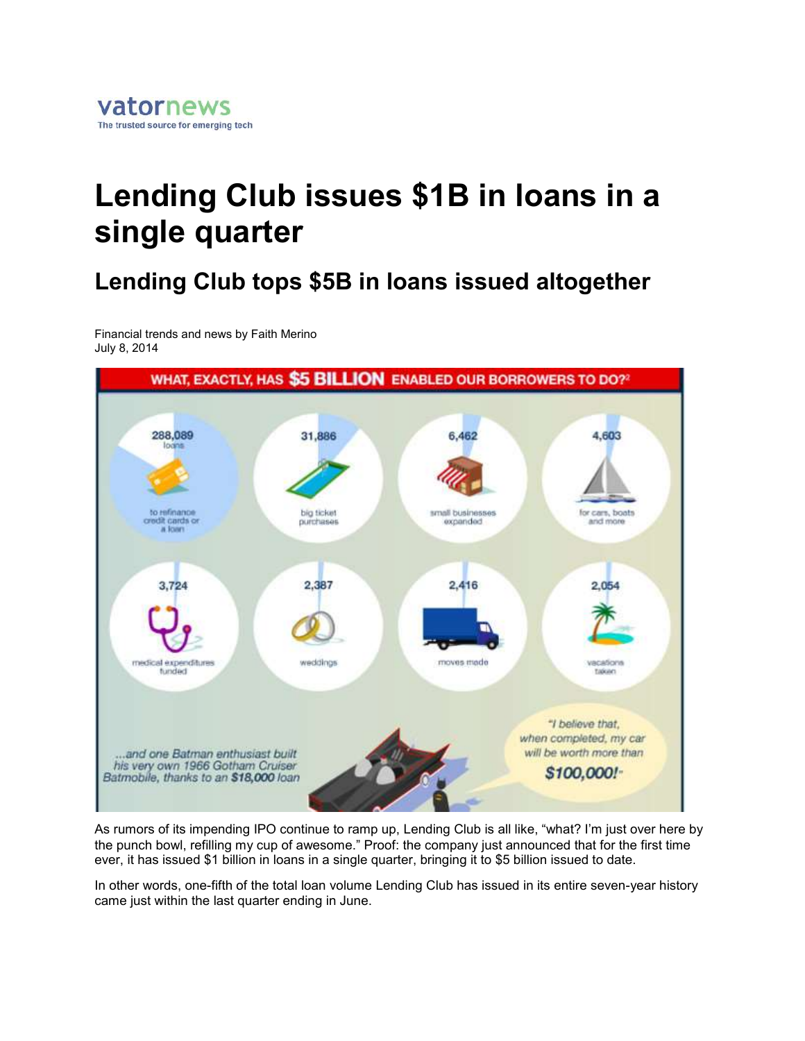vatornews
The trusted source for emerging tech

# Lending Club issues $1B in loans in a single quarter

## Lending Club tops $5B in loans issued altogether

Financial trends and news by Faith Merino
July 8, 2014

WHAT, EXACTLY, HAS $5 BILLION ENABLED OUR BORROWERS TO DO?[2]

288,089 loans to refinance credit cards or a loan

31,886 big ticket purchases

6,462 small businesses expanded

4,603 for cars, boats and more

3,724 medical expenditures funded

2,387 weddings

2,416 moves made

2,054 vacations taken

...and one Batman enthusiast built his very own 1966 Gotham Cruiser Batmobile, thanks to an **$18,000** loan

"I believe that, when completed, my car will be worth more than **$100,000!**"

As rumors of its impending IPO continue to ramp up, Lending Club is all like, "what? I'm just over here by the punch bowl, refilling my cup of awesome." Proof: the company just announced that for the first time ever, it has issued $1 billion in loans in a single quarter, bringing it to $5 billion issued to date.

In other words, one-fifth of the total loan volume Lending Club has issued in its entire seven-year history came just within the last quarter ending in June.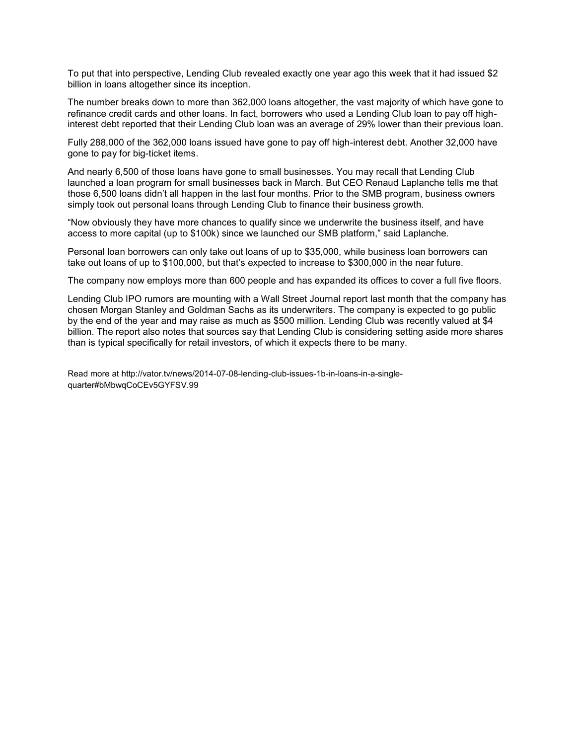To put that into perspective, Lending Club revealed exactly one year ago this week that it had issued $2 billion in loans altogether since its inception.

The number breaks down to more than 362,000 loans altogether, the vast majority of which have gone to refinance credit cards and other loans. In fact, borrowers who used a Lending Club loan to pay off high-interest debt reported that their Lending Club loan was an average of 29% lower than their previous loan.

Fully 288,000 of the 362,000 loans issued have gone to pay off high-interest debt. Another 32,000 have gone to pay for big-ticket items.

And nearly 6,500 of those loans have gone to small businesses. You may recall that Lending Club launched a loan program for small businesses back in March. But CEO Renaud Laplanche tells me that those 6,500 loans didn't all happen in the last four months. Prior to the SMB program, business owners simply took out personal loans through Lending Club to finance their business growth.

"Now obviously they have more chances to qualify since we underwrite the business itself, and have access to more capital (up to $100k) since we launched our SMB platform," said Laplanche.

Personal loan borrowers can only take out loans of up to $35,000, while business loan borrowers can take out loans of up to $100,000, but that's expected to increase to $300,000 in the near future.

The company now employs more than 600 people and has expanded its offices to cover a full five floors.

Lending Club IPO rumors are mounting with a Wall Street Journal report last month that the company has chosen Morgan Stanley and Goldman Sachs as its underwriters. The company is expected to go public by the end of the year and may raise as much as $500 million. Lending Club was recently valued at $4 billion. The report also notes that sources say that Lending Club is considering setting aside more shares than is typical specifically for retail investors, of which it expects there to be many.

Read more at http://vator.tv/news/2014-07-08-lending-club-issues-1b-in-loans-in-a-single-quarter#bMbwqCoCEv5GYFSV.99